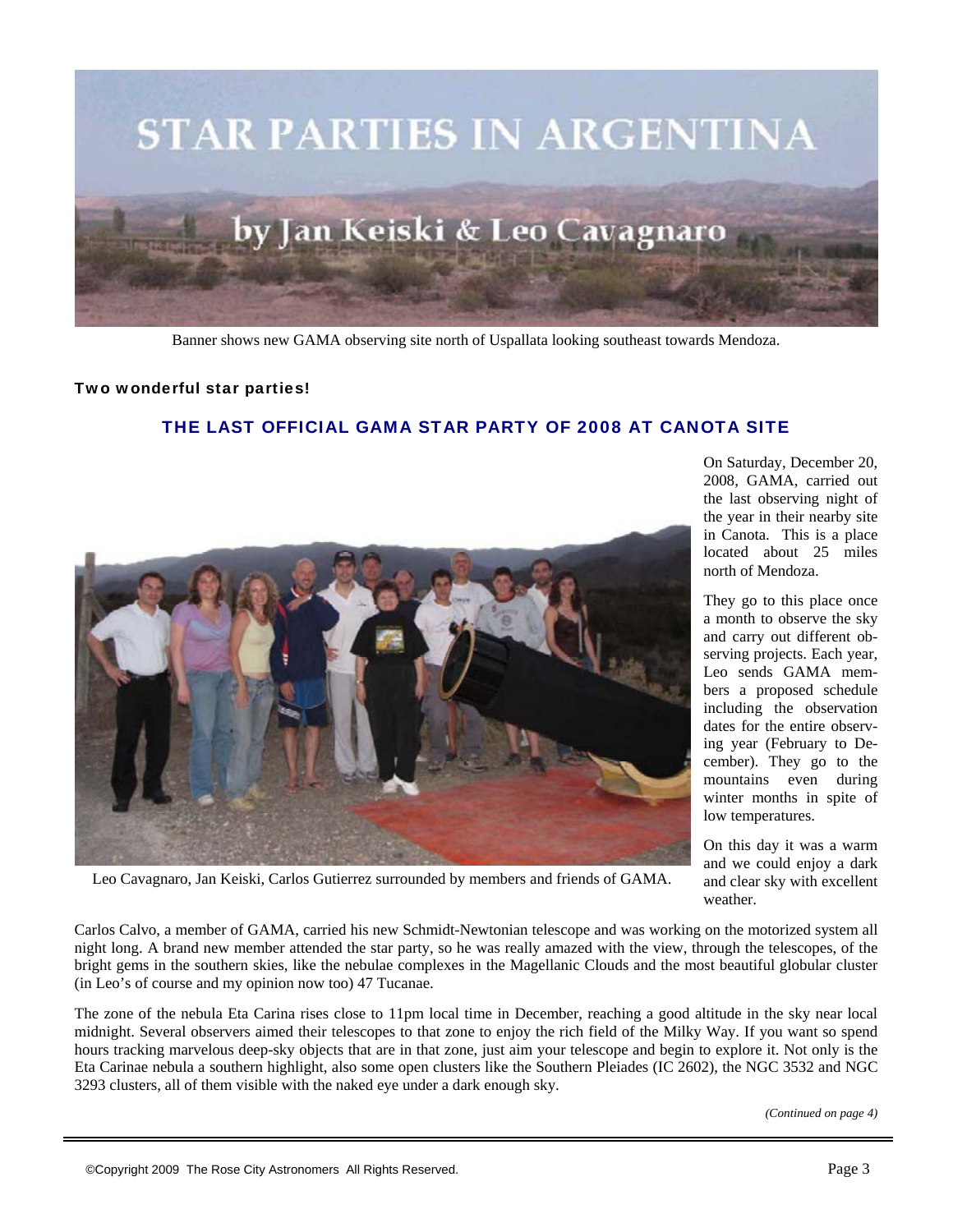# STAR PARTIES IN ARGENTINA

## by Jan Keiski & Leo Cavagnaro

Banner shows new GAMA observing site north of Uspallata looking southeast towards Mendoza.

**Two wonderful star parties!**

### THE LAST OFFICIAL GAMA STAR PARTY OF 2008 AT CANOTA SITE

Leo Cavagnaro, Jan Keiski, Carlos Gutierrez surrounded by members and friends of GAMA.

On Saturday, December 20, 2008, GAMA, carried out the last observing night of the year in their nearby site in Canota. This is a place located about 25 miles north of Mendoza.

They go to this place once a month to observe the sky and carry out different observing projects. Each year, Leo sends GAMA members a proposed schedule including the observation dates for the entire observing year (February to December). They go to the mountains even during winter months in spite of low temperatures.

On this day it was a warm and we could enjoy a dark and clear sky with excellent weather.

Carlos Calvo, a member of GAMA, carried his new Schmidt-Newtonian telescope and was working on the motorized system all night long. A brand new member attended the star party, so he was really amazed with the view, through the telescopes, of the bright gems in the southern skies, like the nebulae complexes in the Magellanic Clouds and the most beautiful globular cluster (in Leo's of course and my opinion now too) 47 Tucanae.

The zone of the nebula Eta Carina rises close to 11pm local time in December, reaching a good altitude in the sky near local midnight. Several observers aimed their telescopes to that zone to enjoy the rich field of the Milky Way. If you want so spend hours tracking marvelous deep-sky objects that are in that zone, just aim your telescope and begin to explore it. Not only is the Eta Carinae nebula a southern highlight, also some open clusters like the Southern Pleiades (IC 2602), the NGC 3532 and NGC 3293 clusters, all of them visible with the naked eye under a dark enough sky.

*(Continued on page 4)*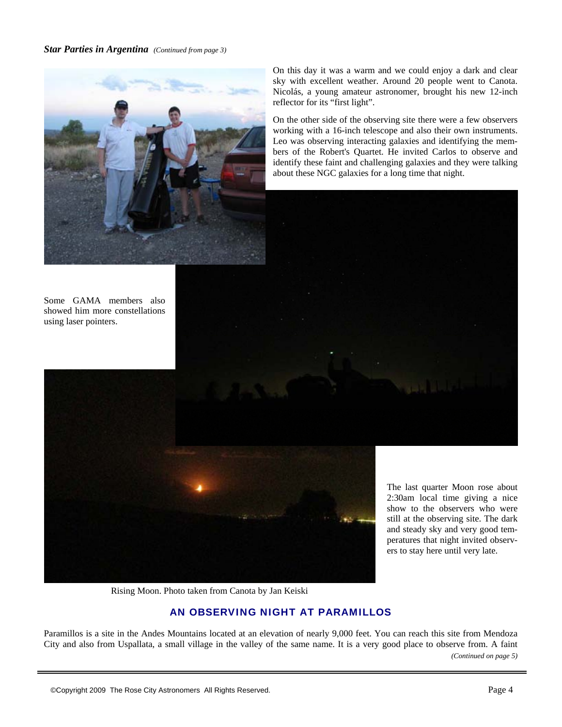***Star Parties in Argentina*** *(Continued from page 3)*

On this day it was a warm and we could enjoy a dark and clear sky with excellent weather. Around 20 people went to Canota. Nicolás, a young amateur astronomer, brought his new 12-inch reflector for its "first light".

On the other side of the observing site there were a few observers working with a 16-inch telescope and also their own instruments. Leo was observing interacting galaxies and identifying the members of the Robert's Quartet. He invited Carlos to observe and identify these faint and challenging galaxies and they were talking about these NGC galaxies for a long time that night.

Some GAMA members also showed him more constellations using laser pointers.

The last quarter Moon rose about 2:30am local time giving a nice show to the observers who were still at the observing site. The dark and steady sky and very good temperatures that night invited observers to stay here until very late.

Rising Moon. Photo taken from Canota by Jan Keiski

## AN OBSERVING NIGHT AT PARAMILLOS

Paramillos is a site in the Andes Mountains located at an elevation of nearly 9,000 feet. You can reach this site from Mendoza City and also from Uspallata, a small village in the valley of the same name. It is a very good place to observe from. A faint

*(Continued on page 5)*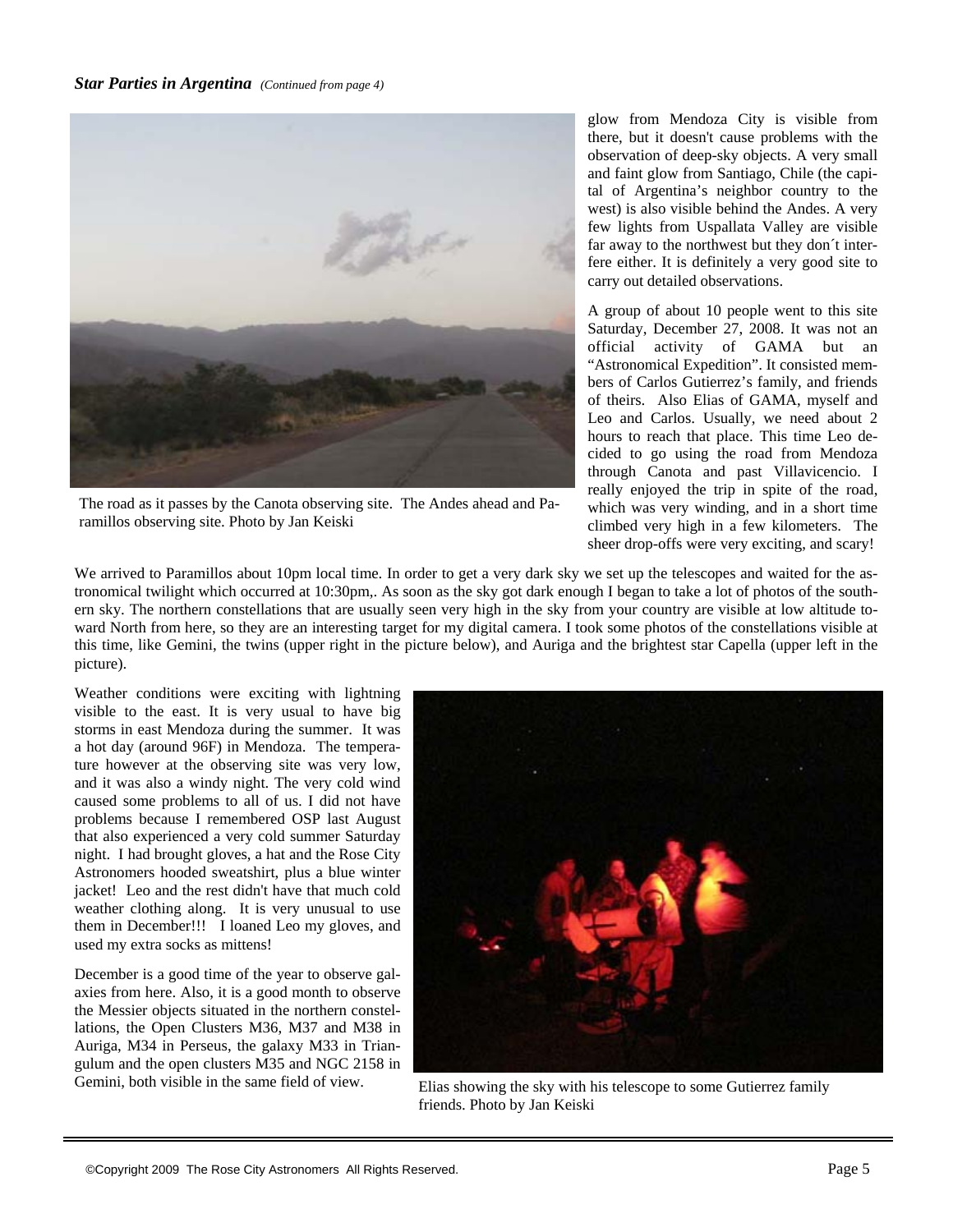***Star Parties in Argentina*** *(Continued from page 4)*

The road as it passes by the Canota observing site. The Andes ahead and Paramillos observing site. Photo by Jan Keiski

glow from Mendoza City is visible from there, but it doesn't cause problems with the observation of deep-sky objects. A very small and faint glow from Santiago, Chile (the capital of Argentina's neighbor country to the west) is also visible behind the Andes. A very few lights from Uspallata Valley are visible far away to the northwest but they don´t interfere either. It is definitely a very good site to carry out detailed observations.

A group of about 10 people went to this site Saturday, December 27, 2008. It was not an official activity of GAMA but an "Astronomical Expedition". It consisted members of Carlos Gutierrez's family, and friends of theirs. Also Elias of GAMA, myself and Leo and Carlos. Usually, we need about 2 hours to reach that place. This time Leo decided to go using the road from Mendoza through Canota and past Villavicencio. I really enjoyed the trip in spite of the road, which was very winding, and in a short time climbed very high in a few kilometers. The sheer drop-offs were very exciting, and scary!

We arrived to Paramillos about 10pm local time. In order to get a very dark sky we set up the telescopes and waited for the astronomical twilight which occurred at 10:30pm,. As soon as the sky got dark enough I began to take a lot of photos of the southern sky. The northern constellations that are usually seen very high in the sky from your country are visible at low altitude toward North from here, so they are an interesting target for my digital camera. I took some photos of the constellations visible at this time, like Gemini, the twins (upper right in the picture below), and Auriga and the brightest star Capella (upper left in the picture).

Weather conditions were exciting with lightning visible to the east. It is very usual to have big storms in east Mendoza during the summer. It was a hot day (around 96F) in Mendoza. The temperature however at the observing site was very low, and it was also a windy night. The very cold wind caused some problems to all of us. I did not have problems because I remembered OSP last August that also experienced a very cold summer Saturday night. I had brought gloves, a hat and the Rose City Astronomers hooded sweatshirt, plus a blue winter jacket! Leo and the rest didn't have that much cold weather clothing along. It is very unusual to use them in December!!! I loaned Leo my gloves, and used my extra socks as mittens!

December is a good time of the year to observe galaxies from here. Also, it is a good month to observe the Messier objects situated in the northern constellations, the Open Clusters M36, M37 and M38 in Auriga, M34 in Perseus, the galaxy M33 in Triangulum and the open clusters M35 and NGC 2158 in Gemini, both visible in the same field of view.

Elias showing the sky with his telescope to some Gutierrez family friends. Photo by Jan Keiski